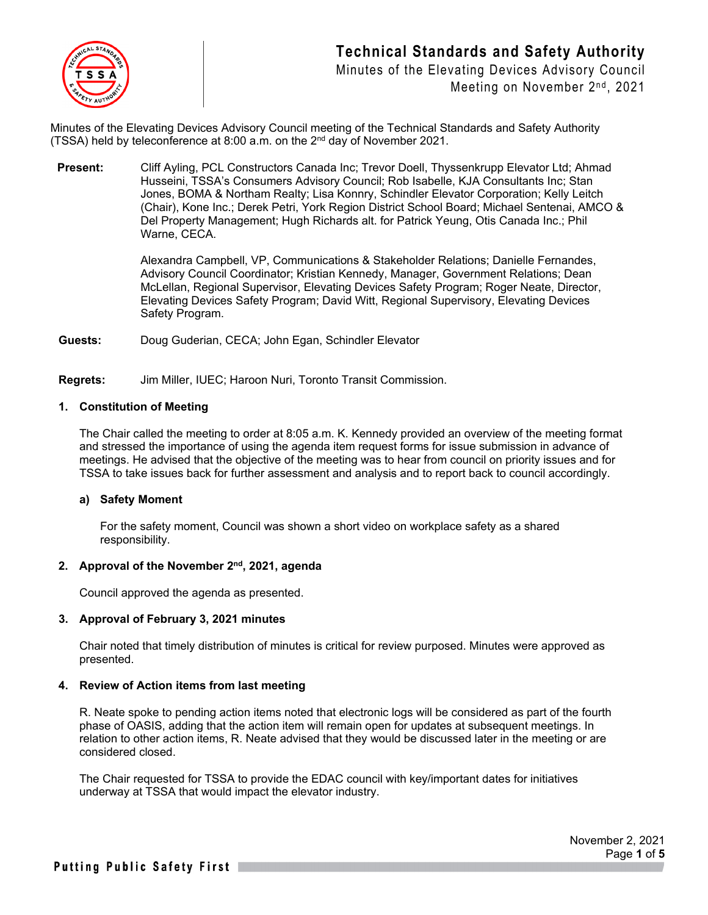# Technical Standards and Safety Authority

Minutes of the Elevating Devices Advisory Council
Meeting on November 2nd, 2021

Minutes of the Elevating Devices Advisory Council meeting of the Technical Standards and Safety Authority (TSSA) held by teleconference at 8:00 a.m. on the 2nd day of November 2021.

**Present:** Cliff Ayling, PCL Constructors Canada Inc; Trevor Doell, Thyssenkrupp Elevator Ltd; Ahmad Husseini, TSSA's Consumers Advisory Council; Rob Isabelle, KJA Consultants Inc; Stan Jones, BOMA & Northam Realty; Lisa Konnry, Schindler Elevator Corporation; Kelly Leitch (Chair), Kone Inc.; Derek Petri, York Region District School Board; Michael Sentenai, AMCO & Del Property Management; Hugh Richards alt. for Patrick Yeung, Otis Canada Inc.; Phil Warne, CECA.

Alexandra Campbell, VP, Communications & Stakeholder Relations; Danielle Fernandes, Advisory Council Coordinator; Kristian Kennedy, Manager, Government Relations; Dean McLellan, Regional Supervisor, Elevating Devices Safety Program; Roger Neate, Director, Elevating Devices Safety Program; David Witt, Regional Supervisory, Elevating Devices Safety Program.

**Guests:** Doug Guderian, CECA; John Egan, Schindler Elevator

**Regrets:** Jim Miller, IUEC; Haroon Nuri, Toronto Transit Commission.

## 1. Constitution of Meeting

The Chair called the meeting to order at 8:05 a.m. K. Kennedy provided an overview of the meeting format and stressed the importance of using the agenda item request forms for issue submission in advance of meetings. He advised that the objective of the meeting was to hear from council on priority issues and for TSSA to take issues back for further assessment and analysis and to report back to council accordingly.

### a) Safety Moment

For the safety moment, Council was shown a short video on workplace safety as a shared responsibility.

## 2. Approval of the November 2nd, 2021, agenda

Council approved the agenda as presented.

## 3. Approval of February 3, 2021 minutes

Chair noted that timely distribution of minutes is critical for review purposed. Minutes were approved as presented.

## 4. Review of Action items from last meeting

R. Neate spoke to pending action items noted that electronic logs will be considered as part of the fourth phase of OASIS, adding that the action item will remain open for updates at subsequent meetings. In relation to other action items, R. Neate advised that they would be discussed later in the meeting or are considered closed.

The Chair requested for TSSA to provide the EDAC council with key/important dates for initiatives underway at TSSA that would impact the elevator industry.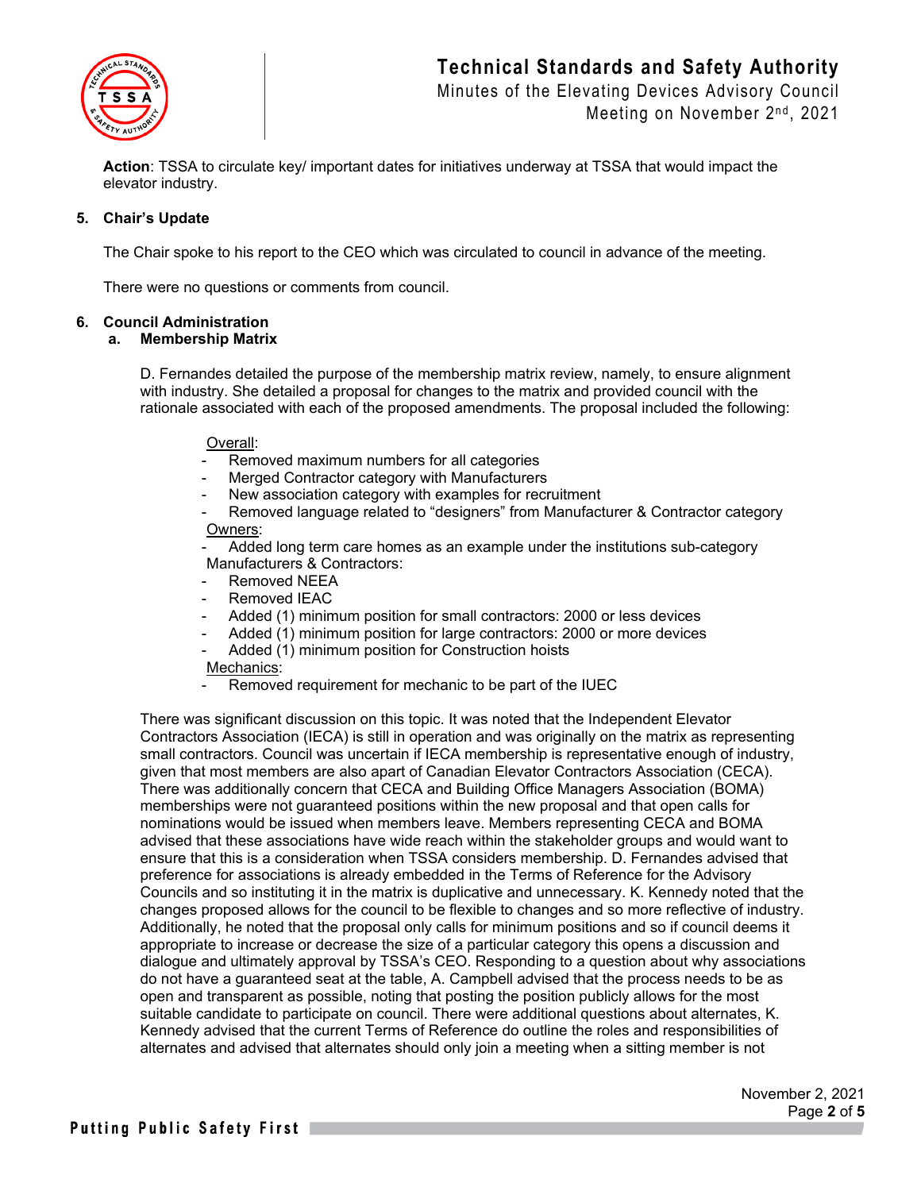**Action**: TSSA to circulate key/ important dates for initiatives underway at TSSA that would impact the elevator industry.

## 5. Chair's Update

The Chair spoke to his report to the CEO which was circulated to council in advance of the meeting.

There were no questions or comments from council.

## 6. Council Administration

### a. Membership Matrix

D. Fernandes detailed the purpose of the membership matrix review, namely, to ensure alignment with industry. She detailed a proposal for changes to the matrix and provided council with the rationale associated with each of the proposed amendments. The proposal included the following:

Overall:

- Removed maximum numbers for all categories
- Merged Contractor category with Manufacturers
- New association category with examples for recruitment
- Removed language related to "designers" from Manufacturer & Contractor category

Owners:

- Added long term care homes as an example under the institutions sub-category

Manufacturers & Contractors:

- Removed NEEA
- Removed IEAC
- Added (1) minimum position for small contractors: 2000 or less devices
- Added (1) minimum position for large contractors: 2000 or more devices
- Added (1) minimum position for Construction hoists

Mechanics:

- Removed requirement for mechanic to be part of the IUEC

There was significant discussion on this topic. It was noted that the Independent Elevator Contractors Association (IECA) is still in operation and was originally on the matrix as representing small contractors. Council was uncertain if IECA membership is representative enough of industry, given that most members are also apart of Canadian Elevator Contractors Association (CECA). There was additionally concern that CECA and Building Office Managers Association (BOMA) memberships were not guaranteed positions within the new proposal and that open calls for nominations would be issued when members leave. Members representing CECA and BOMA advised that these associations have wide reach within the stakeholder groups and would want to ensure that this is a consideration when TSSA considers membership. D. Fernandes advised that preference for associations is already embedded in the Terms of Reference for the Advisory Councils and so instituting it in the matrix is duplicative and unnecessary. K. Kennedy noted that the changes proposed allows for the council to be flexible to changes and so more reflective of industry. Additionally, he noted that the proposal only calls for minimum positions and so if council deems it appropriate to increase or decrease the size of a particular category this opens a discussion and dialogue and ultimately approval by TSSA's CEO. Responding to a question about why associations do not have a guaranteed seat at the table, A. Campbell advised that the process needs to be as open and transparent as possible, noting that posting the position publicly allows for the most suitable candidate to participate on council. There were additional questions about alternates, K. Kennedy advised that the current Terms of Reference do outline the roles and responsibilities of alternates and advised that alternates should only join a meeting when a sitting member is not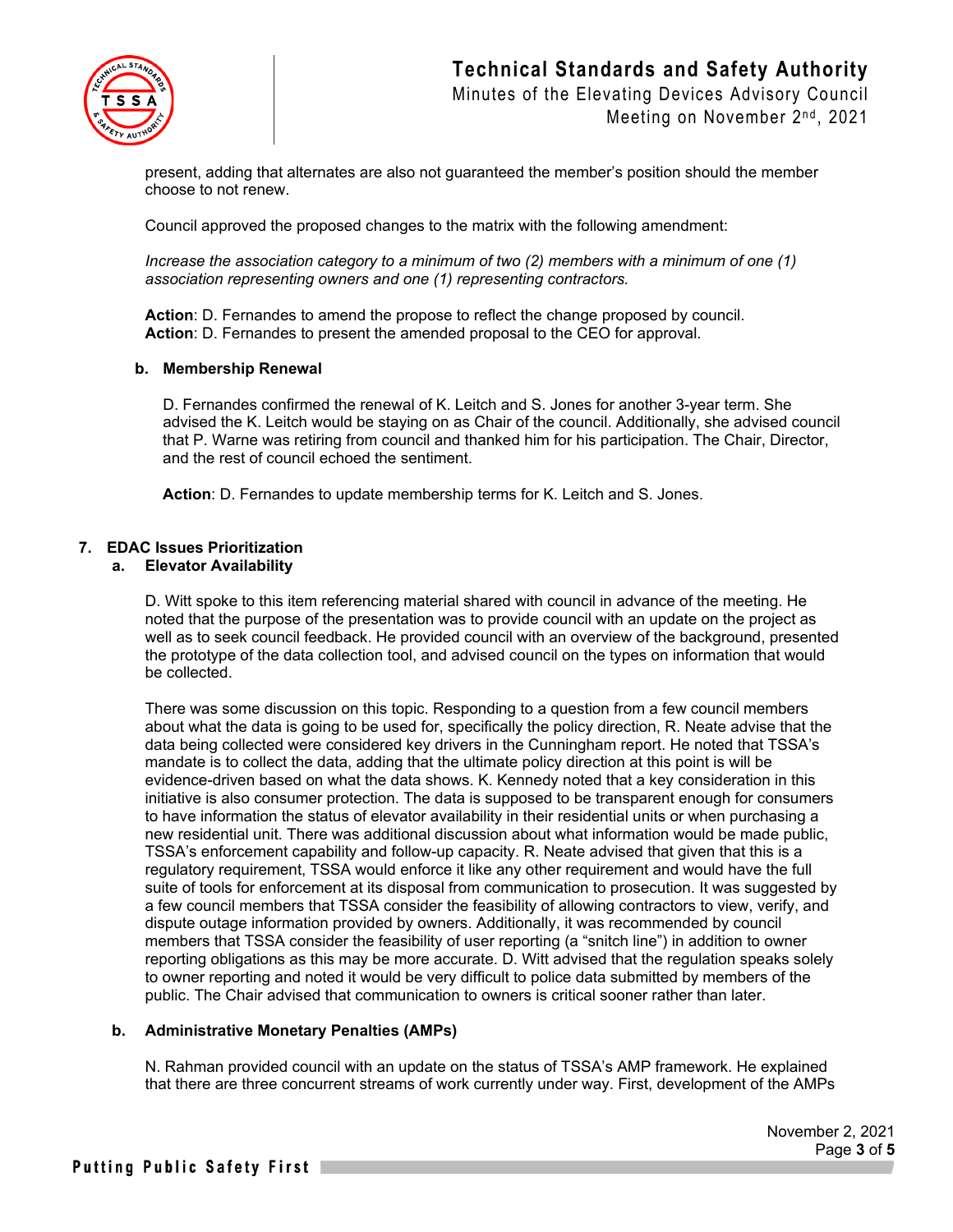present, adding that alternates are also not guaranteed the member's position should the member choose to not renew.

Council approved the proposed changes to the matrix with the following amendment:

*Increase the association category to a minimum of two (2) members with a minimum of one (1) association representing owners and one (1) representing contractors.*

**Action**: D. Fernandes to amend the propose to reflect the change proposed by council.
**Action**: D. Fernandes to present the amended proposal to the CEO for approval.

### b. Membership Renewal

D. Fernandes confirmed the renewal of K. Leitch and S. Jones for another 3-year term. She advised the K. Leitch would be staying on as Chair of the council. Additionally, she advised council that P. Warne was retiring from council and thanked him for his participation. The Chair, Director, and the rest of council echoed the sentiment.

**Action**: D. Fernandes to update membership terms for K. Leitch and S. Jones.

## 7. EDAC Issues Prioritization

### a. Elevator Availability

D. Witt spoke to this item referencing material shared with council in advance of the meeting. He noted that the purpose of the presentation was to provide council with an update on the project as well as to seek council feedback. He provided council with an overview of the background, presented the prototype of the data collection tool, and advised council on the types on information that would be collected.

There was some discussion on this topic. Responding to a question from a few council members about what the data is going to be used for, specifically the policy direction, R. Neate advise that the data being collected were considered key drivers in the Cunningham report. He noted that TSSA's mandate is to collect the data, adding that the ultimate policy direction at this point is will be evidence-driven based on what the data shows. K. Kennedy noted that a key consideration in this initiative is also consumer protection. The data is supposed to be transparent enough for consumers to have information the status of elevator availability in their residential units or when purchasing a new residential unit. There was additional discussion about what information would be made public, TSSA's enforcement capability and follow-up capacity. R. Neate advised that given that this is a regulatory requirement, TSSA would enforce it like any other requirement and would have the full suite of tools for enforcement at its disposal from communication to prosecution. It was suggested by a few council members that TSSA consider the feasibility of allowing contractors to view, verify, and dispute outage information provided by owners. Additionally, it was recommended by council members that TSSA consider the feasibility of user reporting (a "snitch line") in addition to owner reporting obligations as this may be more accurate. D. Witt advised that the regulation speaks solely to owner reporting and noted it would be very difficult to police data submitted by members of the public. The Chair advised that communication to owners is critical sooner rather than later.

### b. Administrative Monetary Penalties (AMPs)

N. Rahman provided council with an update on the status of TSSA's AMP framework. He explained that there are three concurrent streams of work currently under way. First, development of the AMPs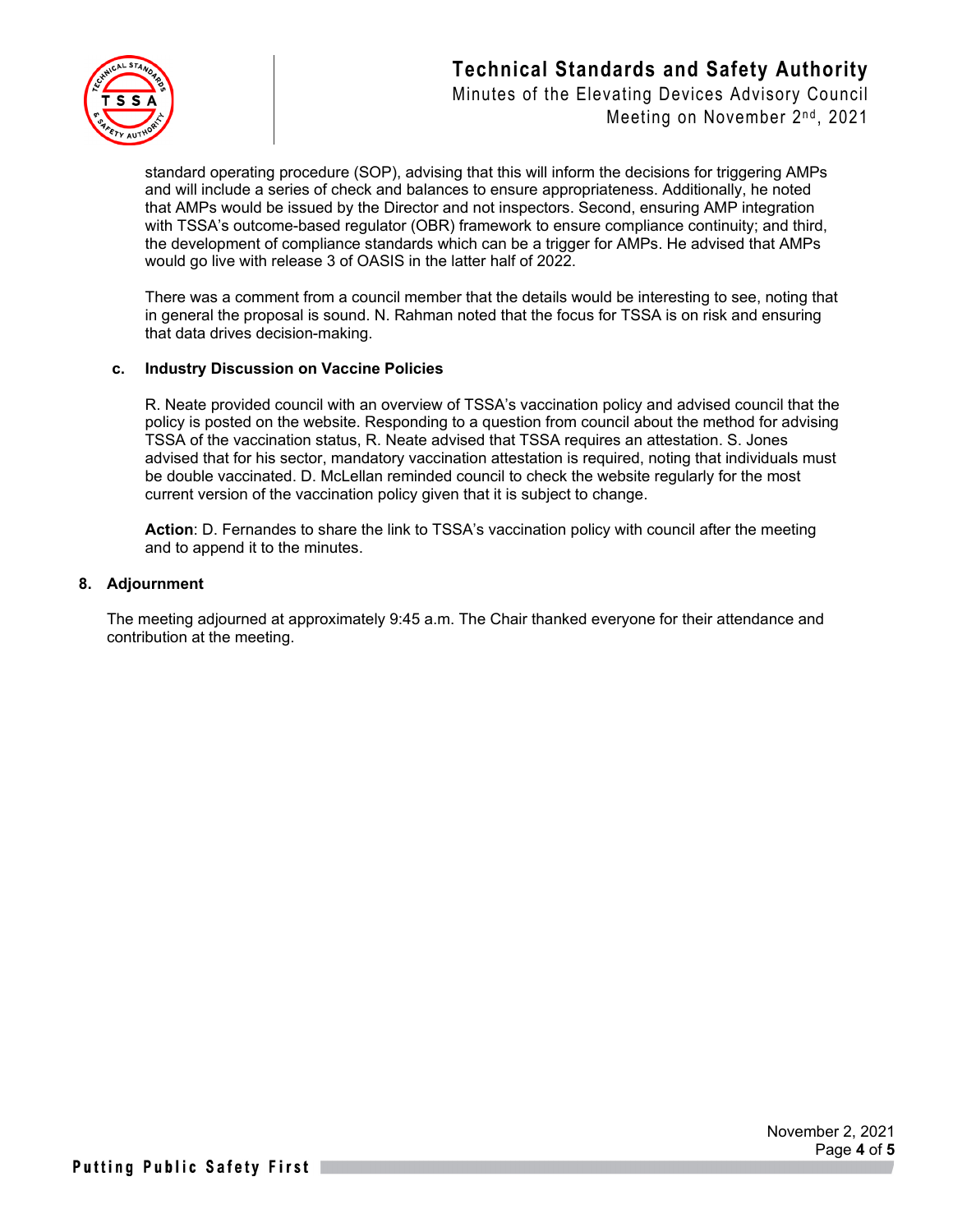standard operating procedure (SOP), advising that this will inform the decisions for triggering AMPs and will include a series of check and balances to ensure appropriateness. Additionally, he noted that AMPs would be issued by the Director and not inspectors. Second, ensuring AMP integration with TSSA's outcome-based regulator (OBR) framework to ensure compliance continuity; and third, the development of compliance standards which can be a trigger for AMPs. He advised that AMPs would go live with release 3 of OASIS in the latter half of 2022.

There was a comment from a council member that the details would be interesting to see, noting that in general the proposal is sound. N. Rahman noted that the focus for TSSA is on risk and ensuring that data drives decision-making.

**c. Industry Discussion on Vaccine Policies**

R. Neate provided council with an overview of TSSA's vaccination policy and advised council that the policy is posted on the website. Responding to a question from council about the method for advising TSSA of the vaccination status, R. Neate advised that TSSA requires an attestation. S. Jones advised that for his sector, mandatory vaccination attestation is required, noting that individuals must be double vaccinated. D. McLellan reminded council to check the website regularly for the most current version of the vaccination policy given that it is subject to change.

**Action**: D. Fernandes to share the link to TSSA's vaccination policy with council after the meeting and to append it to the minutes.

**8. Adjournment**

The meeting adjourned at approximately 9:45 a.m. The Chair thanked everyone for their attendance and contribution at the meeting.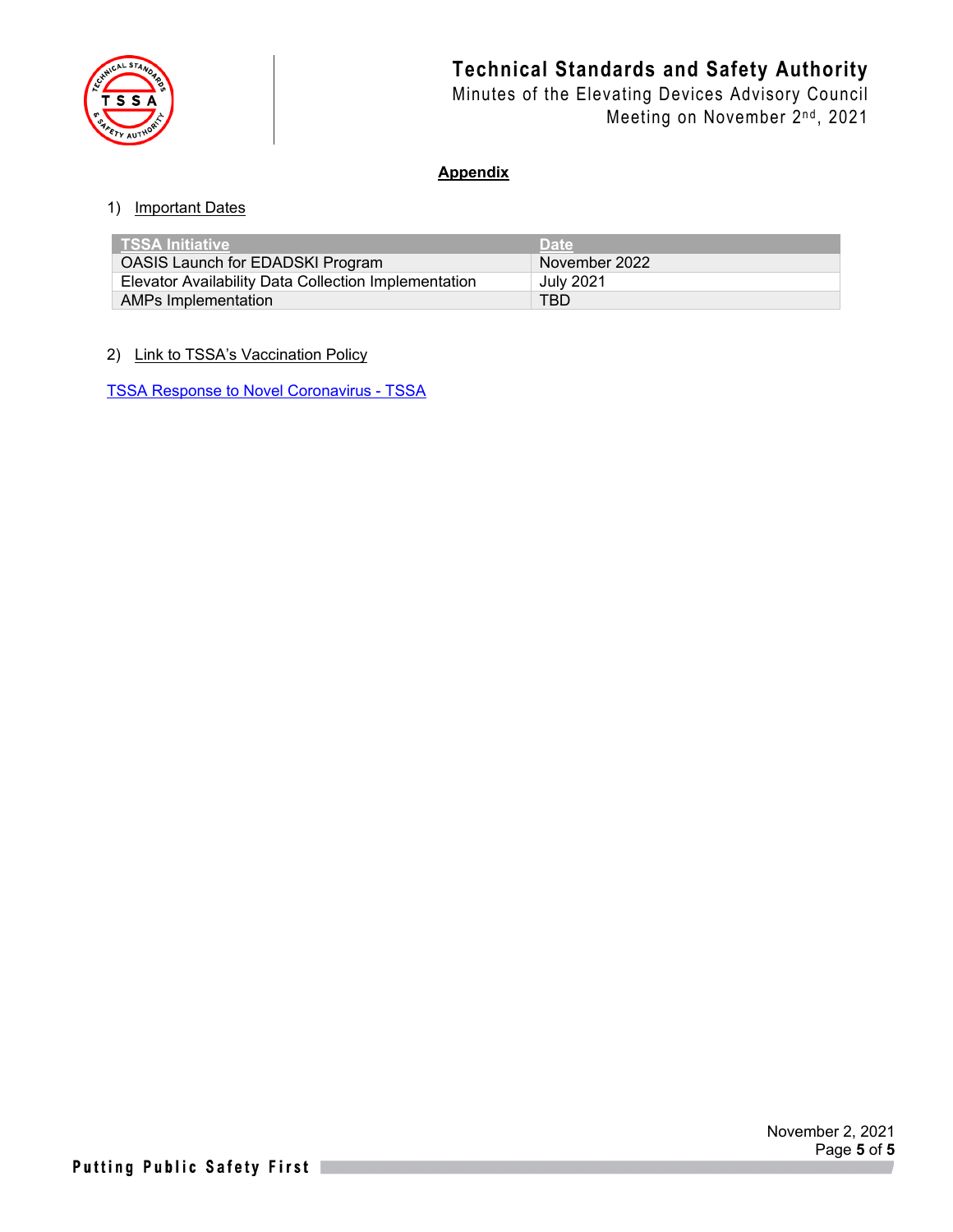## Appendix

1) Important Dates

| TSSA Initiative | Date |
|---|---|
| OASIS Launch for EDADSKI Program | November 2022 |
| Elevator Availability Data Collection Implementation | July 2021 |
| AMPs Implementation | TBD |

2) Link to TSSA's Vaccination Policy

[TSSA Response to Novel Coronavirus - TSSA]